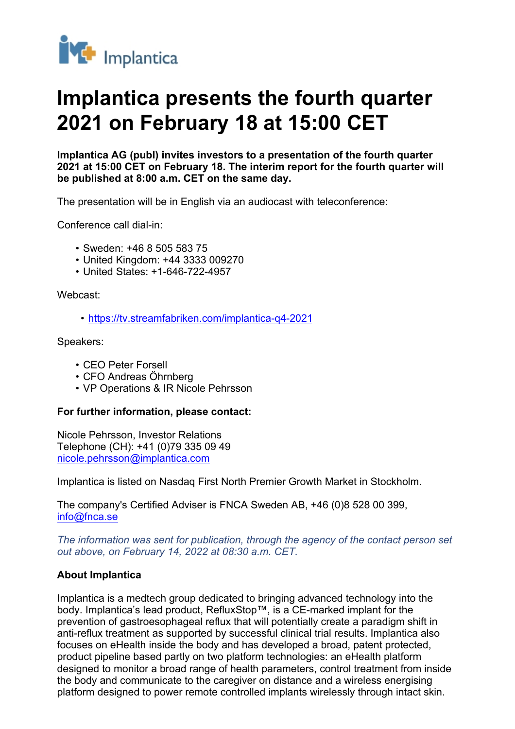# Implantica presents the fourth quarter 2021 on February 18 at 15:00 CET

**Implantica AG (publ) invites investors to a presentation of the fourth quarter 2021 at 15:00 CET on February 18. The interim report for the fourth quarter will be published at 8:00 a.m. CET on the same day.**

The presentation will be in English via an audiocast with teleconference:

Conference call dial-in:

- Sweden: +46 8 505 583 75
- United Kingdom: +44 3333 009270
- United States: +1-646-722-4957

Webcast:

- https://tv.streamfabriken.com/implantica-q4-2021

Speakers:

- CEO Peter Forsell
- CFO Andreas Öhrnberg
- VP Operations & IR Nicole Pehrsson

**For further information, please contact:**

Nicole Pehrsson, Investor Relations
Telephone (CH): +41 (0)79 335 09 49
nicole.pehrsson@implantica.com

Implantica is listed on Nasdaq First North Premier Growth Market in Stockholm.

The company's Certified Adviser is FNCA Sweden AB, +46 (0)8 528 00 399, info@fnca.se

*The information was sent for publication, through the agency of the contact person set out above, on February 14, 2022 at 08:30 a.m. CET.*

**About Implantica**

Implantica is a medtech group dedicated to bringing advanced technology into the body. Implantica's lead product, RefluxStop™, is a CE-marked implant for the prevention of gastroesophageal reflux that will potentially create a paradigm shift in anti-reflux treatment as supported by successful clinical trial results. Implantica also focuses on eHealth inside the body and has developed a broad, patent protected, product pipeline based partly on two platform technologies: an eHealth platform designed to monitor a broad range of health parameters, control treatment from inside the body and communicate to the caregiver on distance and a wireless energising platform designed to power remote controlled implants wirelessly through intact skin.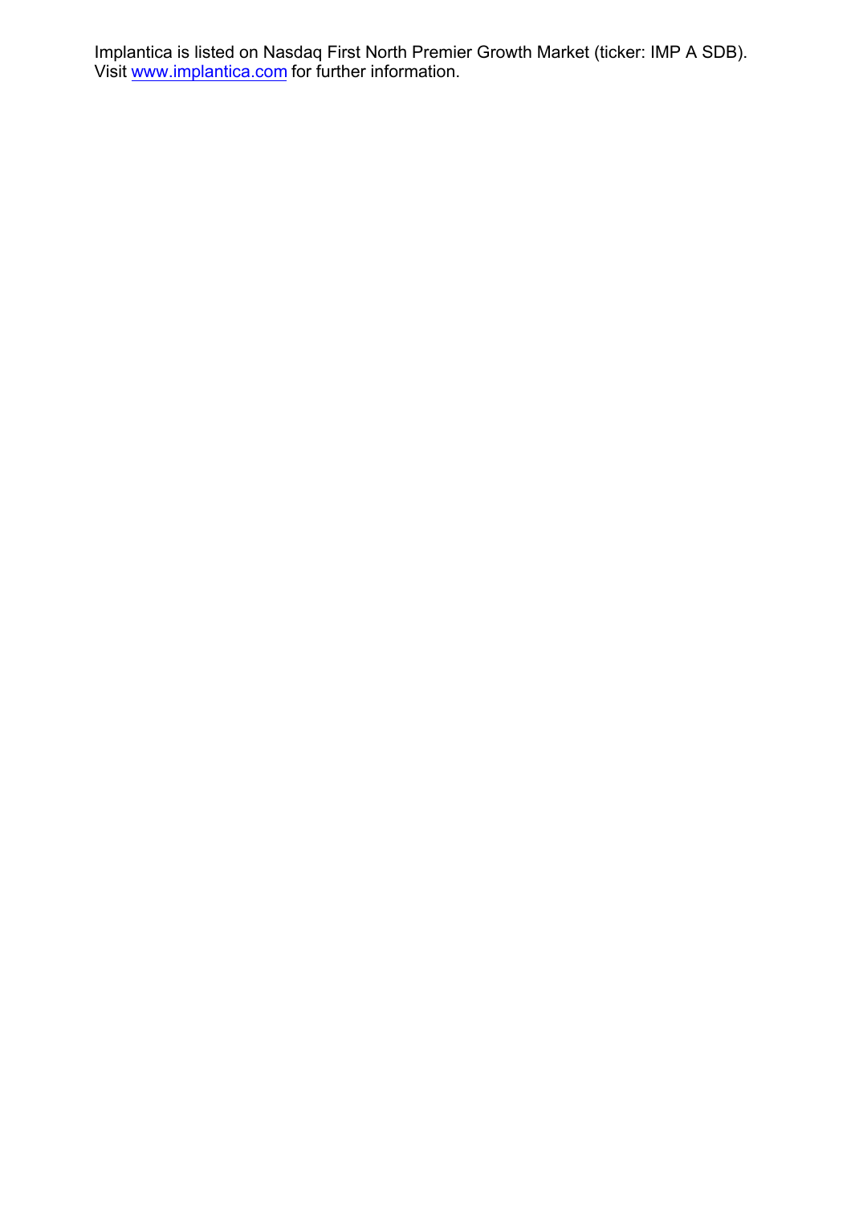Implantica is listed on Nasdaq First North Premier Growth Market (ticker: IMP A SDB). Visit www.implantica.com for further information.